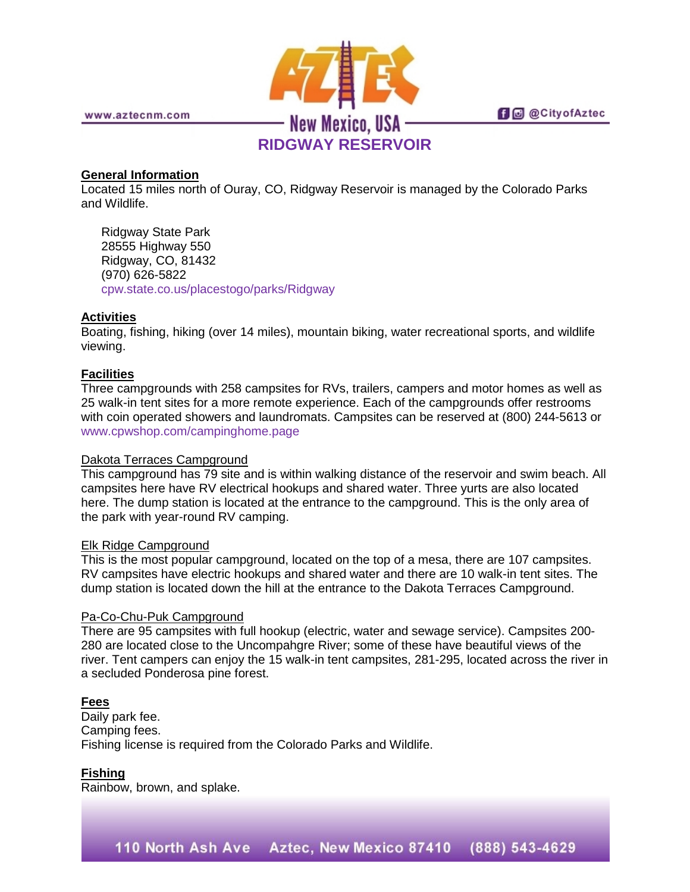# RIDGWAY RESERVOIR

**General Information**

Located 15 miles north of Ouray, CO, Ridgway Reservoir is managed by the Colorado Parks and Wildlife.

Ridgway State Park
28555 Highway 550
Ridgway, CO, 81432
(970) 626-5822
cpw.state.co.us/placestogo/parks/Ridgway

**Activities**

Boating, fishing, hiking (over 14 miles), mountain biking, water recreational sports, and wildlife viewing.

**Facilities**

Three campgrounds with 258 campsites for RVs, trailers, campers and motor homes as well as 25 walk-in tent sites for a more remote experience. Each of the campgrounds offer restrooms with coin operated showers and laundromats. Campsites can be reserved at (800) 244-5613 or www.cpwshop.com/campinghome.page

Dakota Terraces Campground

This campground has 79 site and is within walking distance of the reservoir and swim beach. All campsites here have RV electrical hookups and shared water. Three yurts are also located here. The dump station is located at the entrance to the campground. This is the only area of the park with year-round RV camping.

Elk Ridge Campground

This is the most popular campground, located on the top of a mesa, there are 107 campsites. RV campsites have electric hookups and shared water and there are 10 walk-in tent sites. The dump station is located down the hill at the entrance to the Dakota Terraces Campground.

Pa-Co-Chu-Puk Campground

There are 95 campsites with full hookup (electric, water and sewage service). Campsites 200-280 are located close to the Uncompahgre River; some of these have beautiful views of the river. Tent campers can enjoy the 15 walk-in tent campsites, 281-295, located across the river in a secluded Ponderosa pine forest.

**Fees**

Daily park fee.
Camping fees.
Fishing license is required from the Colorado Parks and Wildlife.

**Fishing**

Rainbow, brown, and splake.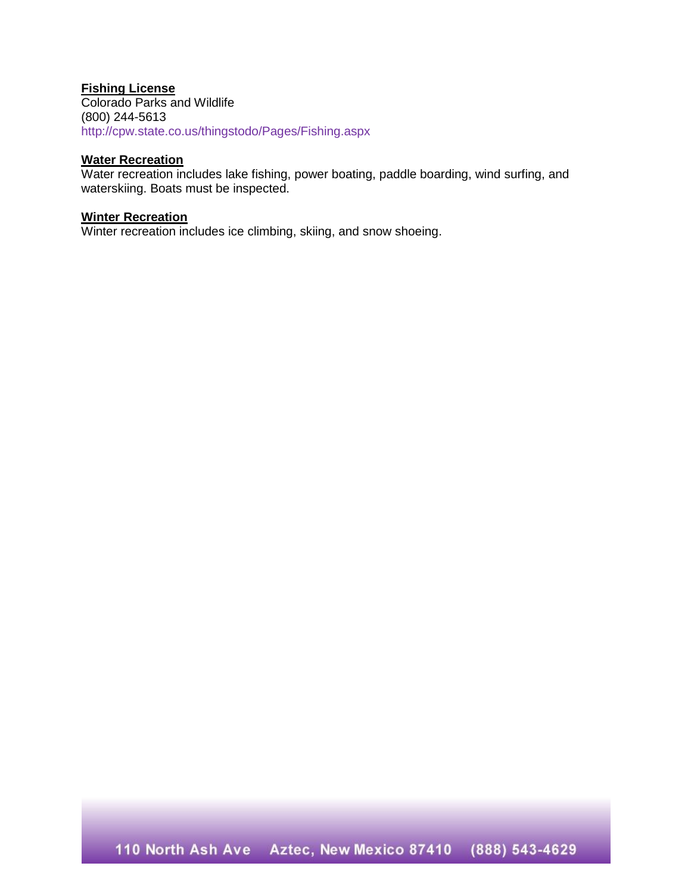**Fishing License**
Colorado Parks and Wildlife
(800) 244-5613
http://cpw.state.co.us/thingstodo/Pages/Fishing.aspx

**Water Recreation**
Water recreation includes lake fishing, power boating, paddle boarding, wind surfing, and waterskiing. Boats must be inspected.

**Winter Recreation**
Winter recreation includes ice climbing, skiing, and snow shoeing.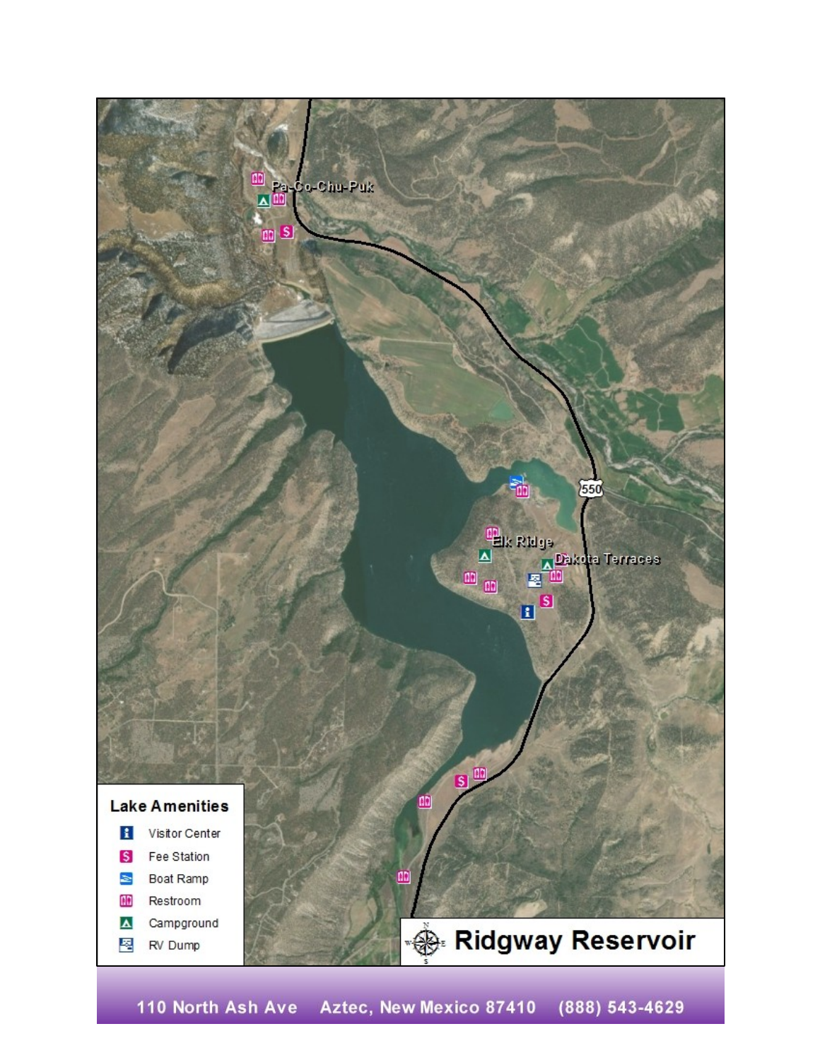Pa-Co-Chu-Puk

550

Elk Ridge

Dakota Terraces

**Lake Amenities**

- Visitor Center
- Fee Station
- Boat Ramp
- Restroom
- Campground
- RV Dump

# Ridgway Reservoir

110 North Ash Ave    Aztec, New Mexico 87410    (888) 543-4629